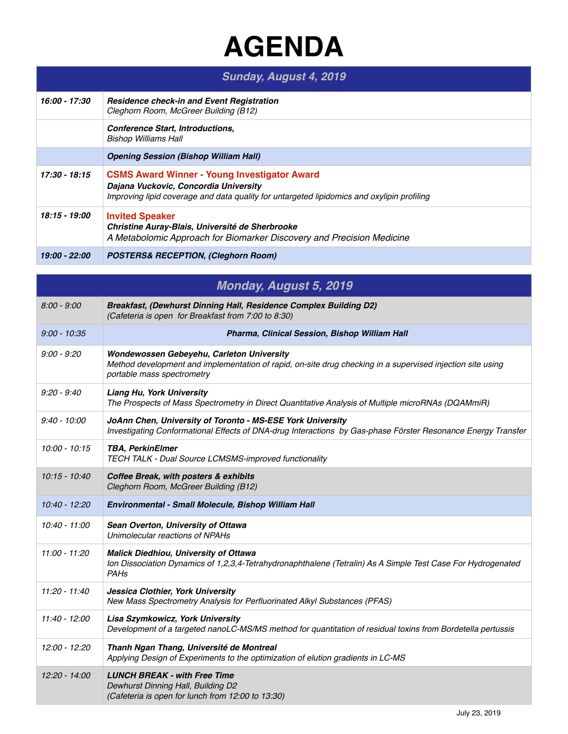# AGENDA

| Sunday, August 4, 2019 | |
|---|---|
| **16:00 - 17:30** | ***Residence check-in and Event Registration***<br>*Cleghorn Room, McGreer Building (B12)* |
| | ***Conference Start, Introductions,***<br>*Bishop Williams Hall* |
| | ***Opening Session (Bishop William Hall)*** |
| **17:30 - 18:15** | **CSMS Award Winner - Young Investigator Award**<br>***Dajana Vuckovic, Concordia University***<br>*Improving lipid coverage and data quality for untargeted lipidomics and oxylipin profiling* |
| **18:15 - 19:00** | **Invited Speaker**<br>***Christine Auray-Blais, Université de Sherbrooke***<br>*A Metabolomic Approach for Biomarker Discovery and Precision Medicine* |
| **19:00 - 22:00** | ***POSTERS& RECEPTION, (Cleghorn Room)*** |

| Monday, August 5, 2019 | |
|---|---|
| *8:00 - 9:00* | ***Breakfast, (Dewhurst Dinning Hall, Residence Complex Building D2)***<br>*(Cafeteria is open for Breakfast from 7:00 to 8:30)* |
| *9:00 - 10:35* | ***Pharma, Clinical Session, Bishop William Hall*** |
| *9:00 - 9:20* | ***Wondewossen Gebeyehu, Carleton University***<br>*Method development and implementation of rapid, on-site drug checking in a supervised injection site using portable mass spectrometry* |
| *9:20 - 9:40* | ***Liang Hu, York University***<br>*The Prospects of Mass Spectrometry in Direct Quantitative Analysis of Multiple microRNAs (DQAMmiR)* |
| *9:40 - 10:00* | ***JoAnn Chen, University of Toronto - MS-ESE York University***<br>*Investigating Conformational Effects of DNA-drug Interactions by Gas-phase Förster Resonance Energy Transfer* |
| *10:00 - 10:15* | ***TBA, PerkinElmer***<br>*TECH TALK - Dual Source LCMSMS-improved functionality* |
| *10:15 - 10:40* | ***Coffee Break, with posters & exhibits***<br>*Cleghorn Room, McGreer Building (B12)* |
| *10:40 - 12:20* | ***Environmental - Small Molecule, Bishop William Hall*** |
| *10:40 - 11:00* | ***Sean Overton, University of Ottawa***<br>*Unimolecular reactions of NPAHs* |
| *11:00 - 11:20* | ***Malick Diedhiou, University of Ottawa***<br>*Ion Dissociation Dynamics of 1,2,3,4-Tetrahydronaphthalene (Tetralin) As A Simple Test Case For Hydrogenated PAHs* |
| *11:20 - 11:40* | ***Jessica Clothier, York University***<br>*New Mass Spectrometry Analysis for Perfluorinated Alkyl Substances (PFAS)* |
| *11:40 - 12:00* | ***Lisa Szymkowicz, York University***<br>*Development of a targeted nanoLC-MS/MS method for quantitation of residual toxins from Bordetella pertussis* |
| *12:00 - 12:20* | ***Thanh Ngan Thang, Université de Montreal***<br>*Applying Design of Experiments to the optimization of elution gradients in LC-MS* |
| *12:20 - 14:00* | ***LUNCH BREAK - with Free Time***<br>*Dewhurst Dinning Hall, Building D2*<br>*(Cafeteria is open for lunch from 12:00 to 13:30)* |

July 23, 2019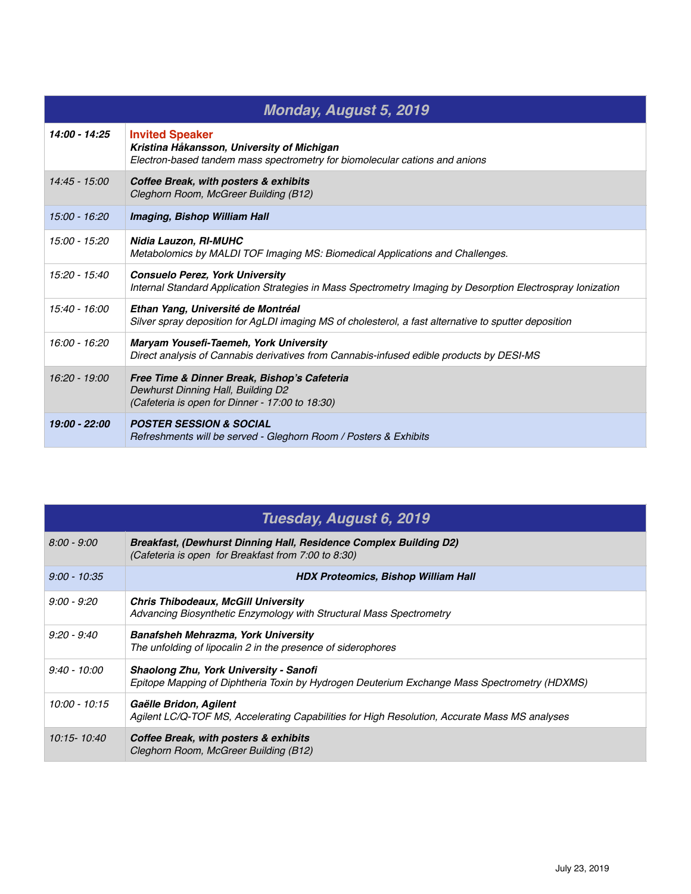| Monday, August 5, 2019 | |
|---|---|
| ***14:00 - 14:25*** | **Invited Speaker**<br>***Kristina Håkansson, University of Michigan***<br>*Electron-based tandem mass spectrometry for biomolecular cations and anions* |
| *14:45 - 15:00* | ***Coffee Break, with posters & exhibits***<br>*Cleghorn Room, McGreer Building (B12)* |
| *15:00 - 16:20* | ***Imaging, Bishop William Hall*** |
| *15:00 - 15:20* | ***Nidia Lauzon, RI-MUHC***<br>*Metabolomics by MALDI TOF Imaging MS: Biomedical Applications and Challenges.* |
| *15:20 - 15:40* | ***Consuelo Perez, York University***<br>*Internal Standard Application Strategies in Mass Spectrometry Imaging by Desorption Electrospray Ionization* |
| *15:40 - 16:00* | ***Ethan Yang, Université de Montréal***<br>*Silver spray deposition for AgLDI imaging MS of cholesterol, a fast alternative to sputter deposition* |
| *16:00 - 16:20* | ***Maryam Yousefi-Taemeh, York University***<br>*Direct analysis of Cannabis derivatives from Cannabis-infused edible products by DESI-MS* |
| *16:20 - 19:00* | ***Free Time & Dinner Break, Bishop's Cafeteria***<br>*Dewhurst Dinning Hall, Building D2*<br>*(Cafeteria is open for Dinner - 17:00 to 18:30)* |
| ***19:00 - 22:00*** | ***POSTER SESSION & SOCIAL***<br>*Refreshments will be served - Gleghorn Room / Posters & Exhibits* |

| Tuesday, August 6, 2019 | |
|---|---|
| *8:00 - 9:00* | ***Breakfast, (Dewhurst Dinning Hall, Residence Complex Building D2)***<br>*(Cafeteria is open for Breakfast from 7:00 to 8:30)* |
| *9:00 - 10:35* | ***HDX Proteomics, Bishop William Hall*** |
| *9:00 - 9:20* | ***Chris Thibodeaux, McGill University***<br>*Advancing Biosynthetic Enzymology with Structural Mass Spectrometry* |
| *9:20 - 9:40* | ***Banafsheh Mehrazma, York University***<br>*The unfolding of lipocalin 2 in the presence of siderophores* |
| *9:40 - 10:00* | ***Shaolong Zhu, York University - Sanofi***<br>*Epitope Mapping of Diphtheria Toxin by Hydrogen Deuterium Exchange Mass Spectrometry (HDXMS)* |
| *10:00 - 10:15* | ***Gaëlle Bridon, Agilent***<br>*Agilent LC/Q-TOF MS, Accelerating Capabilities for High Resolution, Accurate Mass MS analyses* |
| *10:15- 10:40* | ***Coffee Break, with posters & exhibits***<br>*Cleghorn Room, McGreer Building (B12)* |

July 23, 2019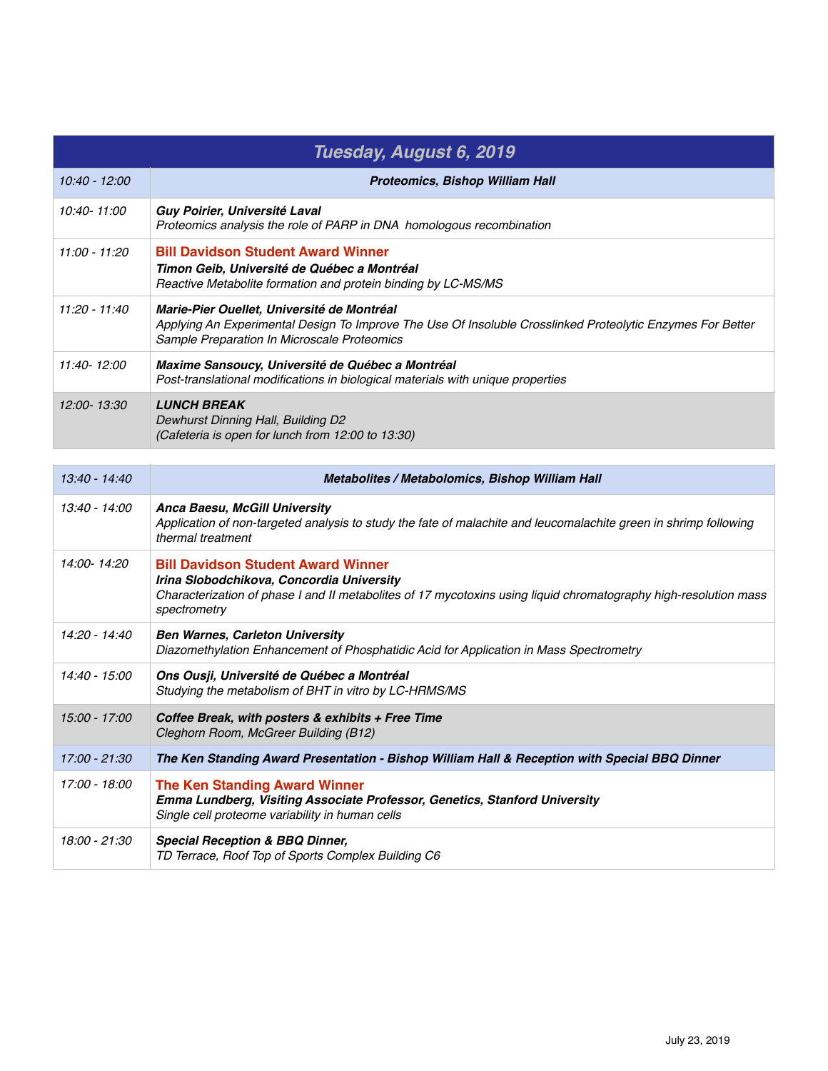| Tuesday, August 6, 2019 | |
|---|---|
| *10:40 - 12:00* | ***Proteomics, Bishop William Hall*** |
| *10:40- 11:00* | ***Guy Poirier, Université Laval***<br>*Proteomics analysis the role of PARP in DNA  homologous recombination* |
| *11:00 - 11:20* | **Bill Davidson Student Award Winner**<br>***Timon Geib, Université de Québec a Montréal***<br>*Reactive Metabolite formation and protein binding by LC-MS/MS* |
| *11:20 - 11:40* | ***Marie-Pier Ouellet, Université de Montréal***<br>*Applying An Experimental Design To Improve The Use Of Insoluble Crosslinked Proteolytic Enzymes For Better Sample Preparation In Microscale Proteomics* |
| *11:40- 12:00* | ***Maxime Sansoucy, Université de Québec a Montréal***<br>*Post-translational modifications in biological materials with unique properties* |
| *12:00- 13:30* | ***LUNCH BREAK***<br>*Dewhurst Dinning Hall, Building D2*<br>*(Cafeteria is open for lunch from 12:00 to 13:30)* |

| *13:40 - 14:40* | ***Metabolites / Metabolomics, Bishop William Hall*** |
|---|---|
| *13:40 - 14:00* | ***Anca Baesu, McGill University***<br>*Application of non-targeted analysis to study the fate of malachite and leucomalachite green in shrimp following thermal treatment* |
| *14:00- 14:20* | **Bill Davidson Student Award Winner**<br>***Irina Slobodchikova, Concordia University***<br>*Characterization of phase I and II metabolites of 17 mycotoxins using liquid chromatography high-resolution mass spectrometry* |
| *14:20 - 14:40* | ***Ben Warnes, Carleton University***<br>*Diazomethylation Enhancement of Phosphatidic Acid for Application in Mass Spectrometry* |
| *14:40 - 15:00* | ***Ons Ousji, Université de Québec a Montréal***<br>*Studying the metabolism of BHT in vitro by LC-HRMS/MS* |
| *15:00 - 17:00* | ***Coffee Break, with posters & exhibits + Free Time***<br>*Cleghorn Room, McGreer Building (B12)* |
| *17:00 - 21:30* | ***The Ken Standing Award Presentation - Bishop William Hall & Reception with Special BBQ Dinner*** |
| *17:00 - 18:00* | **The Ken Standing Award Winner**<br>***Emma Lundberg, Visiting Associate Professor, Genetics, Stanford University***<br>*Single cell proteome variability in human cells* |
| *18:00 - 21:30* | ***Special Reception & BBQ Dinner,***<br>*TD Terrace, Roof Top of Sports Complex Building C6* |

July 23, 2019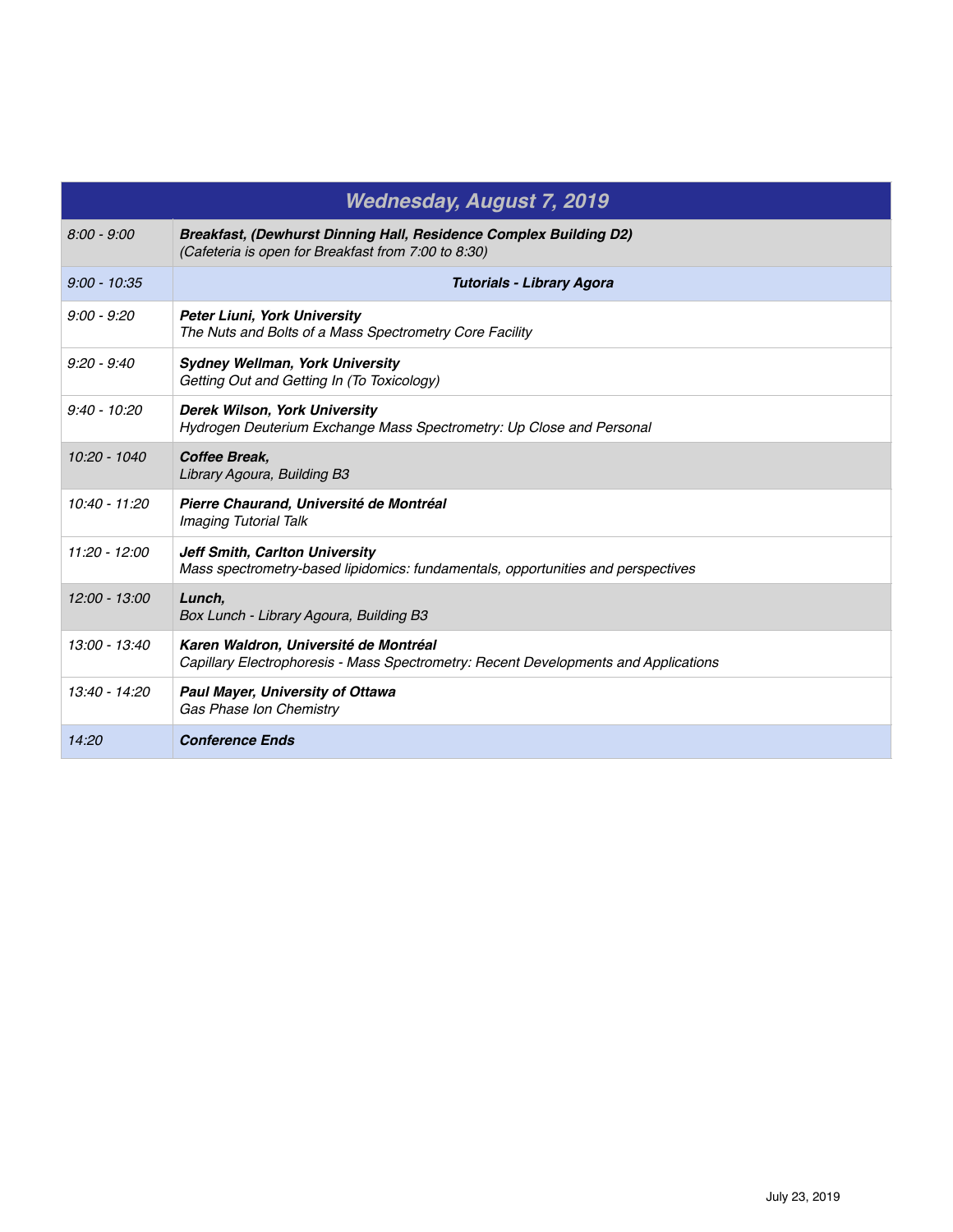| Wednesday, August 7, 2019 | |
|---|---|
| *8:00 - 9:00* | ***Breakfast, (Dewhurst Dinning Hall, Residence Complex Building D2)***<br>*(Cafeteria is open for Breakfast from 7:00 to 8:30)* |
| *9:00 - 10:35* | ***Tutorials - Library Agora*** |
| *9:00 - 9:20* | ***Peter Liuni, York University***<br>*The Nuts and Bolts of a Mass Spectrometry Core Facility* |
| *9:20 - 9:40* | ***Sydney Wellman, York University***<br>*Getting Out and Getting In (To Toxicology)* |
| *9:40 - 10:20* | ***Derek Wilson, York University***<br>*Hydrogen Deuterium Exchange Mass Spectrometry: Up Close and Personal* |
| *10:20 - 1040* | ***Coffee Break,***<br>*Library Agoura, Building B3* |
| *10:40 - 11:20* | ***Pierre Chaurand, Université de Montréal***<br>*Imaging Tutorial Talk* |
| *11:20 - 12:00* | ***Jeff Smith, Carlton University***<br>*Mass spectrometry-based lipidomics: fundamentals, opportunities and perspectives* |
| *12:00 - 13:00* | ***Lunch,***<br>*Box Lunch - Library Agoura, Building B3* |
| *13:00 - 13:40* | ***Karen Waldron, Université de Montréal***<br>*Capillary Electrophoresis - Mass Spectrometry: Recent Developments and Applications* |
| *13:40 - 14:20* | ***Paul Mayer, University of Ottawa***<br>*Gas Phase Ion Chemistry* |
| *14:20* | ***Conference Ends*** |

July 23, 2019